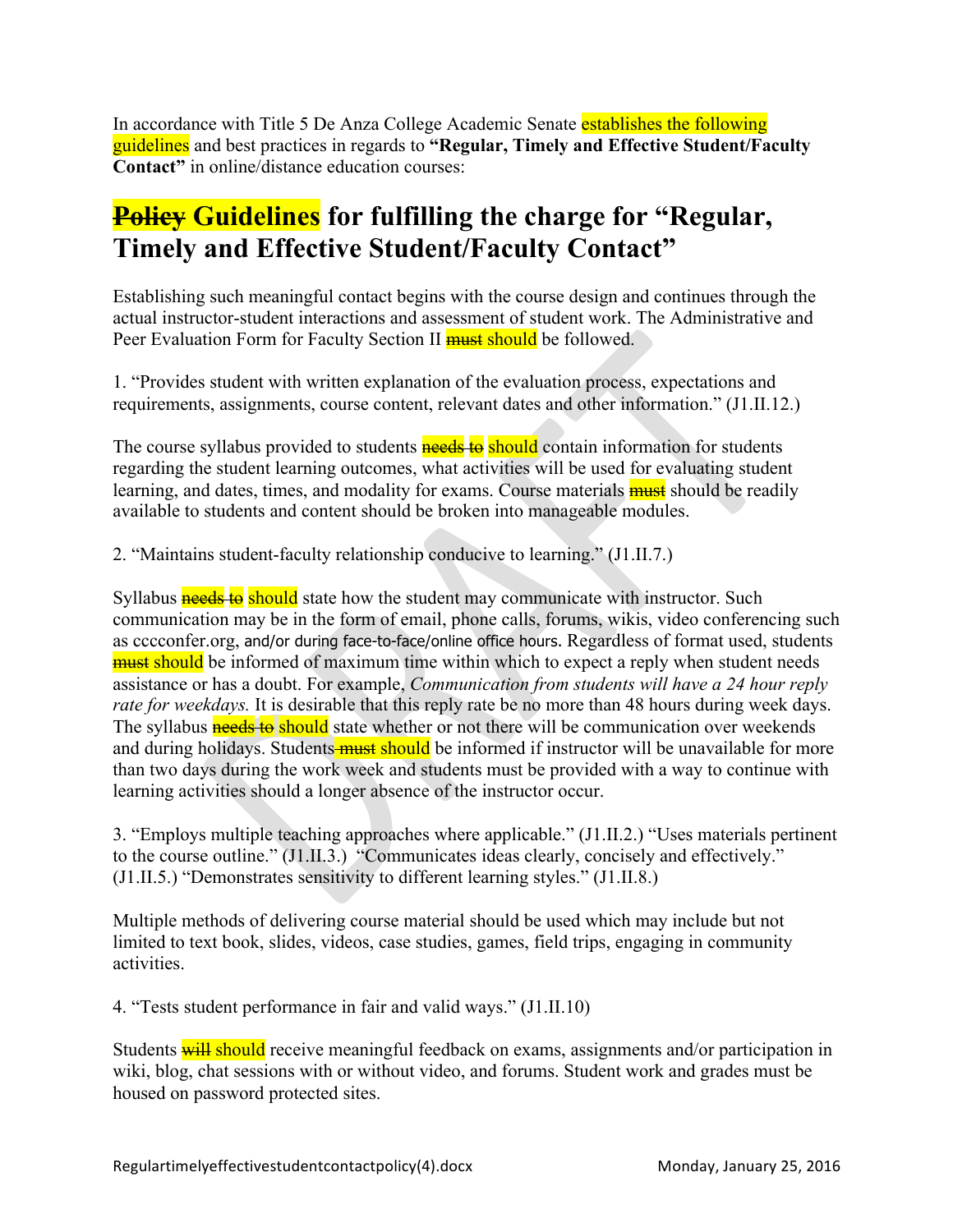In accordance with Title 5 De Anza College Academic Senate establishes the following guidelines and best practices in regards to **"Regular, Timely and Effective Student/Faculty Contact"** in online/distance education courses:

# ~~Policy~~ Guidelines for fulfilling the charge for "Regular, Timely and Effective Student/Faculty Contact"

Establishing such meaningful contact begins with the course design and continues through the actual instructor-student interactions and assessment of student work. The Administrative and Peer Evaluation Form for Faculty Section II ~~must~~ should be followed.

1. "Provides student with written explanation of the evaluation process, expectations and requirements, assignments, course content, relevant dates and other information." (J1.II.12.)

The course syllabus provided to students ~~needs to~~ should contain information for students regarding the student learning outcomes, what activities will be used for evaluating student learning, and dates, times, and modality for exams. Course materials ~~must~~ should be readily available to students and content should be broken into manageable modules.

2. "Maintains student-faculty relationship conducive to learning." (J1.II.7.)

Syllabus ~~needs to~~ should state how the student may communicate with instructor. Such communication may be in the form of email, phone calls, forums, wikis, video conferencing such as cccconfer.org, and/or during face-to-face/online office hours. Regardless of format used, students ~~must~~ should be informed of maximum time within which to expect a reply when student needs assistance or has a doubt. For example, *Communication from students will have a 24 hour reply rate for weekdays.* It is desirable that this reply rate be no more than 48 hours during week days. The syllabus ~~needs to~~ should state whether or not there will be communication over weekends and during holidays. Students ~~must~~ should be informed if instructor will be unavailable for more than two days during the work week and students must be provided with a way to continue with learning activities should a longer absence of the instructor occur.

3. "Employs multiple teaching approaches where applicable." (J1.II.2.) "Uses materials pertinent to the course outline." (J1.II.3.) "Communicates ideas clearly, concisely and effectively." (J1.II.5.) "Demonstrates sensitivity to different learning styles." (J1.II.8.)

Multiple methods of delivering course material should be used which may include but not limited to text book, slides, videos, case studies, games, field trips, engaging in community activities.

4. "Tests student performance in fair and valid ways." (J1.II.10)

Students ~~will~~ should receive meaningful feedback on exams, assignments and/or participation in wiki, blog, chat sessions with or without video, and forums. Student work and grades must be housed on password protected sites.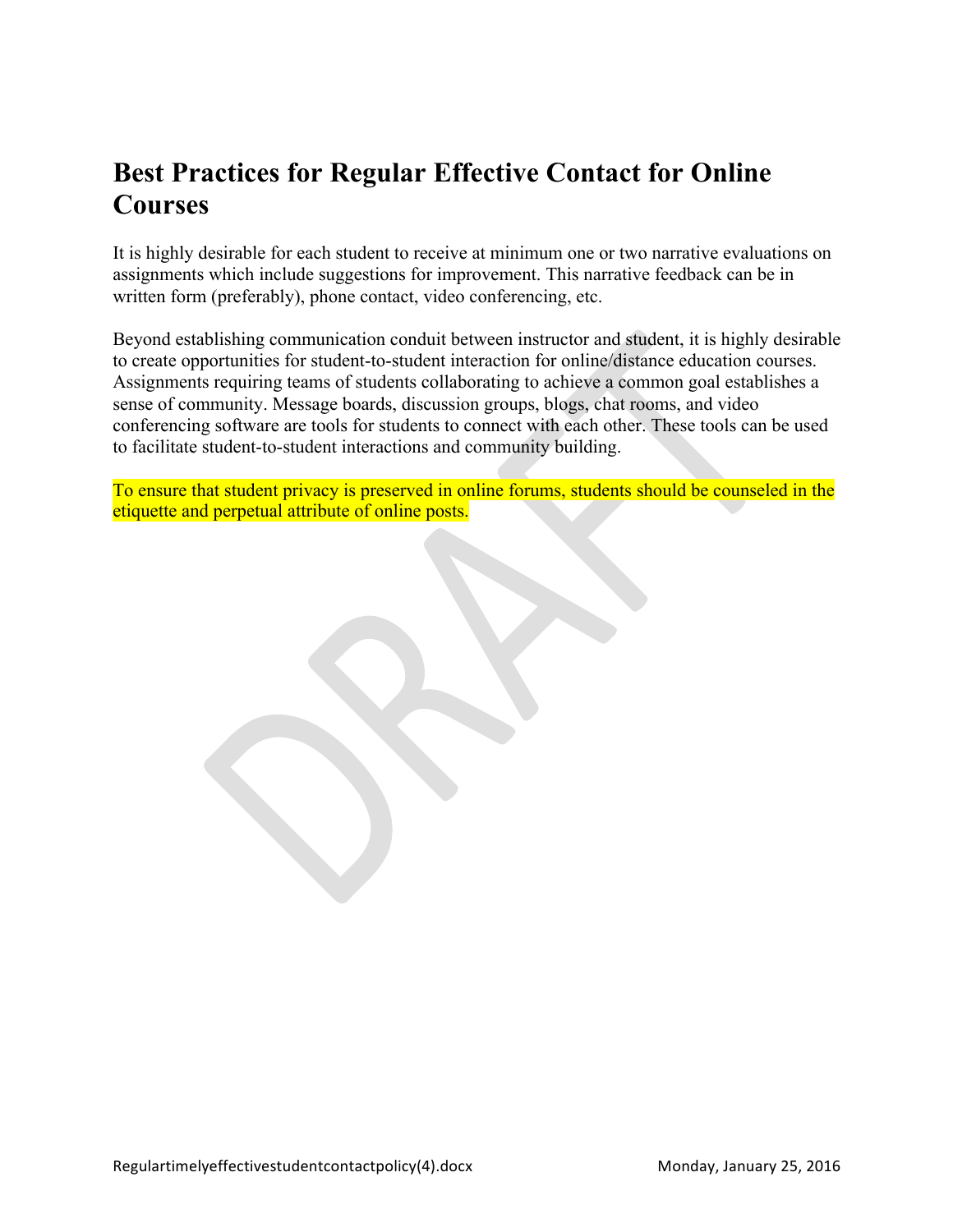# Best Practices for Regular Effective Contact for Online Courses

It is highly desirable for each student to receive at minimum one or two narrative evaluations on assignments which include suggestions for improvement. This narrative feedback can be in written form (preferably), phone contact, video conferencing, etc.

Beyond establishing communication conduit between instructor and student, it is highly desirable to create opportunities for student-to-student interaction for online/distance education courses. Assignments requiring teams of students collaborating to achieve a common goal establishes a sense of community. Message boards, discussion groups, blogs, chat rooms, and video conferencing software are tools for students to connect with each other. These tools can be used to facilitate student-to-student interactions and community building.

To ensure that student privacy is preserved in online forums, students should be counseled in the etiquette and perpetual attribute of online posts.